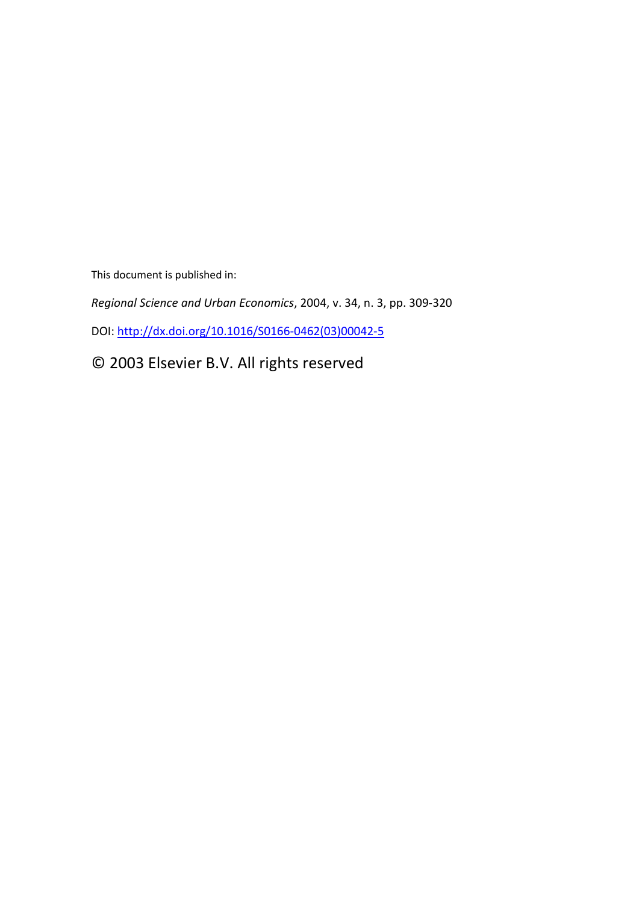This document is published in:

*Regional Science and Urban Economics*, 2004, v. 34, n. 3, pp. 309-320

DOI: [http://dx.doi.org/10.1016/S0166-0462(03)00042-5](http://dx.doi.org/10.1016/S0166-0462(03)00042-5)

© 2003 Elsevier B.V. All rights reserved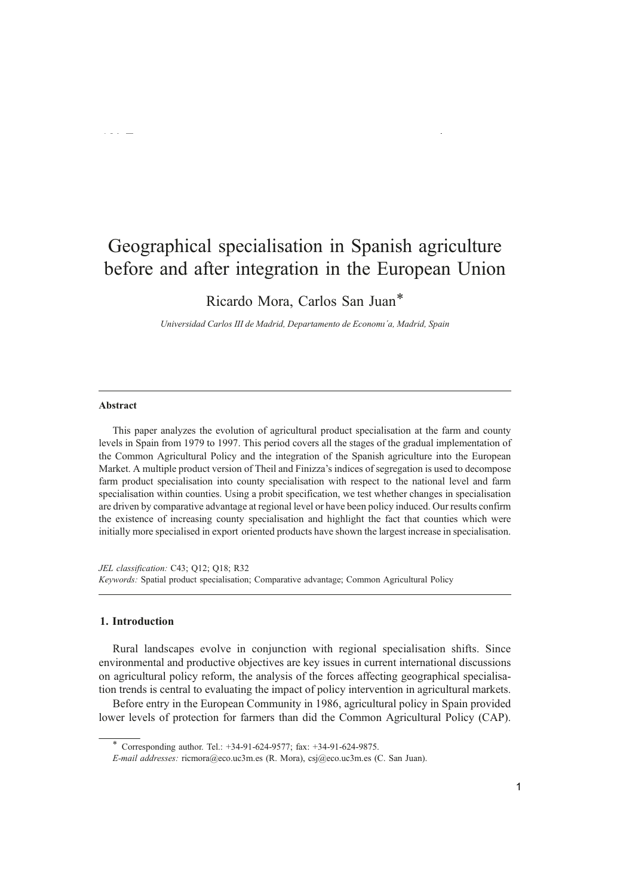# Geographical specialisation in Spanish agriculture before and after integration in the European Union

Ricardo Mora, Carlos San Juan*

*Universidad Carlos III de Madrid, Departamento de Economı´a, Madrid, Spain*

---

**Abstract**

This paper analyzes the evolution of agricultural product specialisation at the farm and county levels in Spain from 1979 to 1997. This period covers all the stages of the gradual implementation of the Common Agricultural Policy and the integration of the Spanish agriculture into the European Market. A multiple product version of Theil and Finizza's indices of segregation is used to decompose farm product specialisation into county specialisation with respect to the national level and farm specialisation within counties. Using a probit specification, we test whether changes in specialisation are driven by comparative advantage at regional level or have been policy induced. Our results confirm the existence of increasing county specialisation and highlight the fact that counties which were initially more specialised in export oriented products have shown the largest increase in specialisation.

*JEL classification:* C43; Q12; Q18; R32
*Keywords:* Spatial product specialisation; Comparative advantage; Common Agricultural Policy

---

## 1. Introduction

Rural landscapes evolve in conjunction with regional specialisation shifts. Since environmental and productive objectives are key issues in current international discussions on agricultural policy reform, the analysis of the forces affecting geographical specialisation trends is central to evaluating the impact of policy intervention in agricultural markets.

Before entry in the European Community in 1986, agricultural policy in Spain provided lower levels of protection for farmers than did the Common Agricultural Policy (CAP).

---

* Corresponding author. Tel.: +34-91-624-9577; fax: +34-91-624-9875.
*E-mail addresses:* ricmora@eco.uc3m.es (R. Mora), csj@eco.uc3m.es (C. San Juan).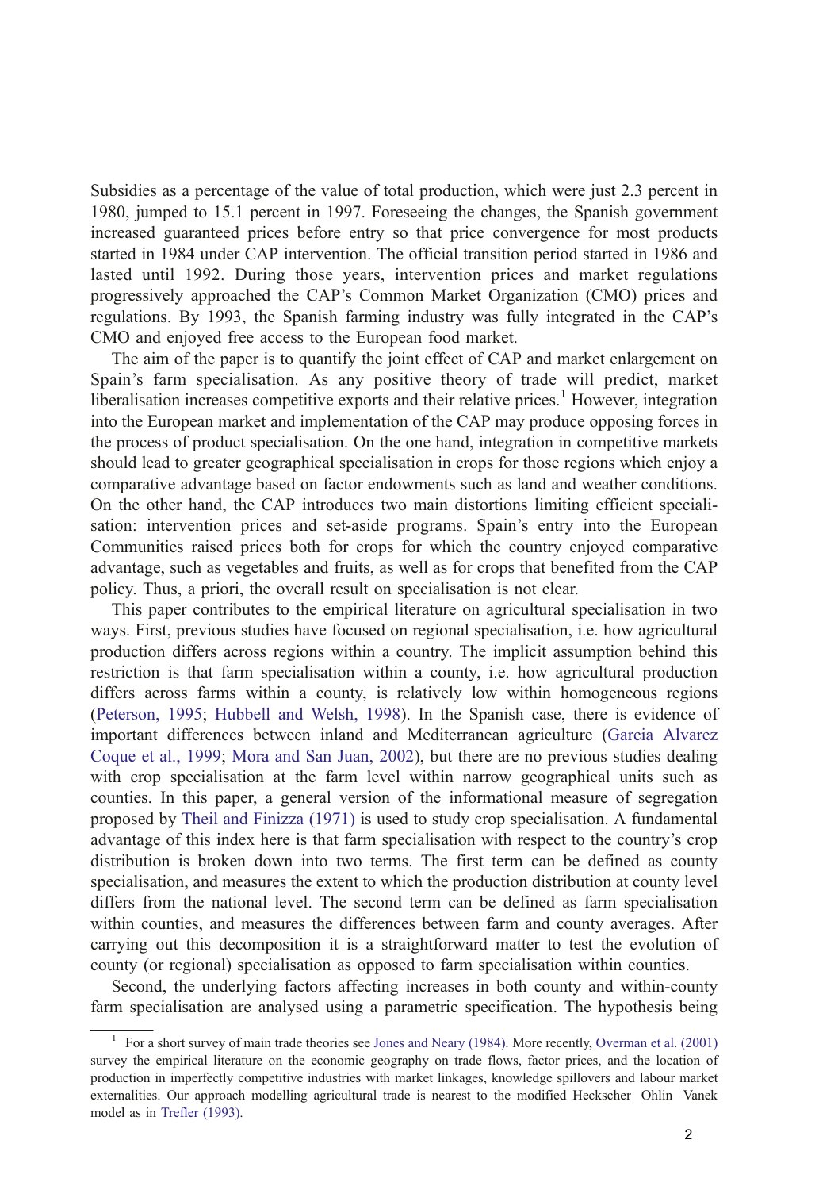Subsidies as a percentage of the value of total production, which were just 2.3 percent in 1980, jumped to 15.1 percent in 1997. Foreseeing the changes, the Spanish government increased guaranteed prices before entry so that price convergence for most products started in 1984 under CAP intervention. The official transition period started in 1986 and lasted until 1992. During those years, intervention prices and market regulations progressively approached the CAP's Common Market Organization (CMO) prices and regulations. By 1993, the Spanish farming industry was fully integrated in the CAP's CMO and enjoyed free access to the European food market.

The aim of the paper is to quantify the joint effect of CAP and market enlargement on Spain's farm specialisation. As any positive theory of trade will predict, market liberalisation increases competitive exports and their relative prices.[1] However, integration into the European market and implementation of the CAP may produce opposing forces in the process of product specialisation. On the one hand, integration in competitive markets should lead to greater geographical specialisation in crops for those regions which enjoy a comparative advantage based on factor endowments such as land and weather conditions. On the other hand, the CAP introduces two main distortions limiting efficient specialisation: intervention prices and set-aside programs. Spain's entry into the European Communities raised prices both for crops for which the country enjoyed comparative advantage, such as vegetables and fruits, as well as for crops that benefited from the CAP policy. Thus, a priori, the overall result on specialisation is not clear.

This paper contributes to the empirical literature on agricultural specialisation in two ways. First, previous studies have focused on regional specialisation, i.e. how agricultural production differs across regions within a country. The implicit assumption behind this restriction is that farm specialisation within a county, i.e. how agricultural production differs across farms within a county, is relatively low within homogeneous regions (Peterson, 1995; Hubbell and Welsh, 1998). In the Spanish case, there is evidence of important differences between inland and Mediterranean agriculture (Garcia Alvarez Coque et al., 1999; Mora and San Juan, 2002), but there are no previous studies dealing with crop specialisation at the farm level within narrow geographical units such as counties. In this paper, a general version of the informational measure of segregation proposed by Theil and Finizza (1971) is used to study crop specialisation. A fundamental advantage of this index here is that farm specialisation with respect to the country's crop distribution is broken down into two terms. The first term can be defined as county specialisation, and measures the extent to which the production distribution at county level differs from the national level. The second term can be defined as farm specialisation within counties, and measures the differences between farm and county averages. After carrying out this decomposition it is a straightforward matter to test the evolution of county (or regional) specialisation as opposed to farm specialisation within counties.

Second, the underlying factors affecting increases in both county and within-county farm specialisation are analysed using a parametric specification. The hypothesis being

[1] For a short survey of main trade theories see Jones and Neary (1984). More recently, Overman et al. (2001) survey the empirical literature on the economic geography on trade flows, factor prices, and the location of production in imperfectly competitive industries with market linkages, knowledge spillovers and labour market externalities. Our approach modelling agricultural trade is nearest to the modified Heckscher Ohlin Vanek model as in Trefler (1993).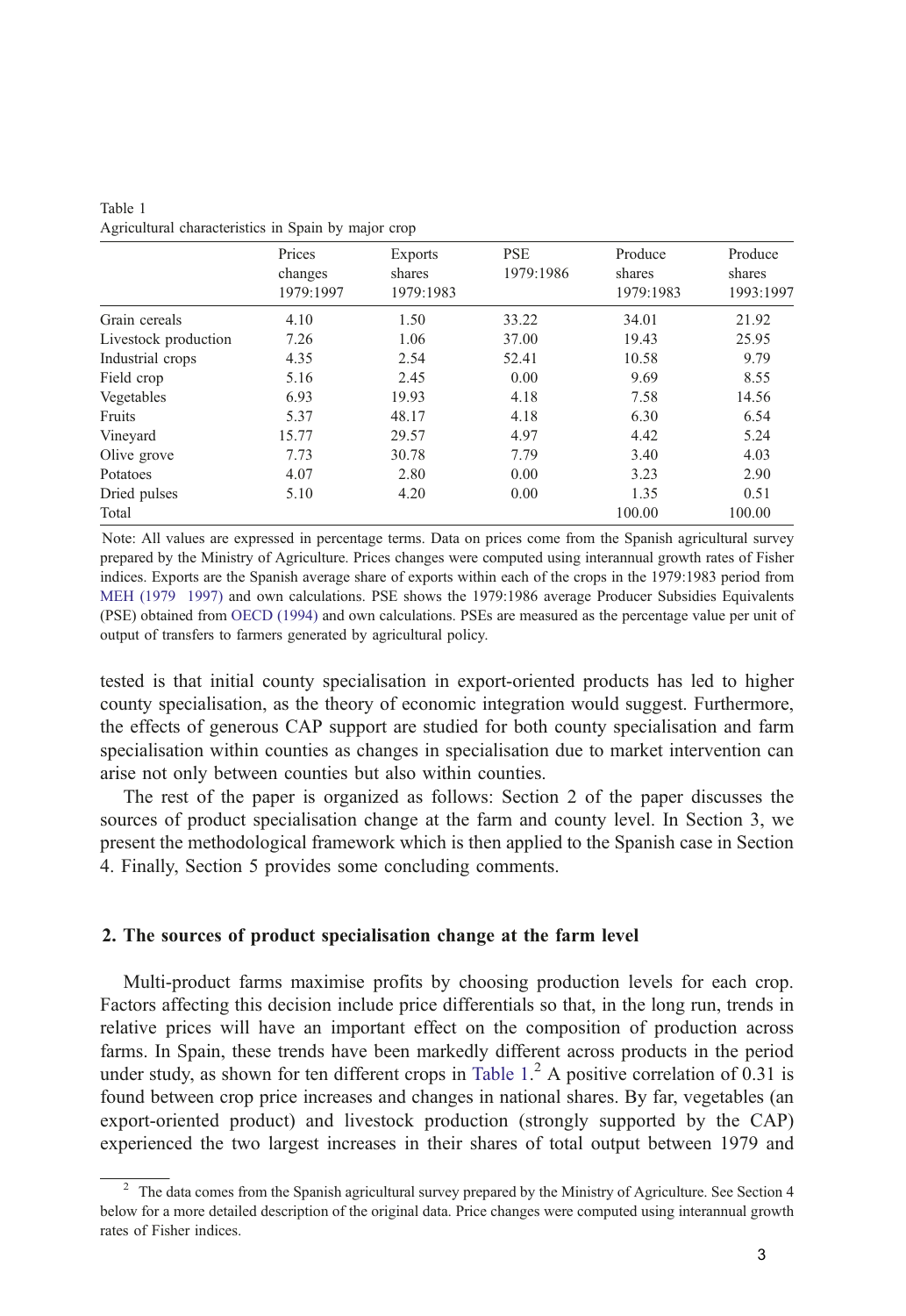Table 1
Agricultural characteristics in Spain by major crop

| | Prices changes 1979:1997 | Exports shares 1979:1983 | PSE 1979:1986 | Produce shares 1979:1983 | Produce shares 1993:1997 |
|---|---|---|---|---|---|
| Grain cereals | 4.10 | 1.50 | 33.22 | 34.01 | 21.92 |
| Livestock production | 7.26 | 1.06 | 37.00 | 19.43 | 25.95 |
| Industrial crops | 4.35 | 2.54 | 52.41 | 10.58 | 9.79 |
| Field crop | 5.16 | 2.45 | 0.00 | 9.69 | 8.55 |
| Vegetables | 6.93 | 19.93 | 4.18 | 7.58 | 14.56 |
| Fruits | 5.37 | 48.17 | 4.18 | 6.30 | 6.54 |
| Vineyard | 15.77 | 29.57 | 4.97 | 4.42 | 5.24 |
| Olive grove | 7.73 | 30.78 | 7.79 | 3.40 | 4.03 |
| Potatoes | 4.07 | 2.80 | 0.00 | 3.23 | 2.90 |
| Dried pulses | 5.10 | 4.20 | 0.00 | 1.35 | 0.51 |
| Total | | | | 100.00 | 100.00 |

Note: All values are expressed in percentage terms. Data on prices come from the Spanish agricultural survey prepared by the Ministry of Agriculture. Prices changes were computed using interannual growth rates of Fisher indices. Exports are the Spanish average share of exports within each of the crops in the 1979:1983 period from MEH (1979 1997) and own calculations. PSE shows the 1979:1986 average Producer Subsidies Equivalents (PSE) obtained from OECD (1994) and own calculations. PSEs are measured as the percentage value per unit of output of transfers to farmers generated by agricultural policy.

tested is that initial county specialisation in export-oriented products has led to higher county specialisation, as the theory of economic integration would suggest. Furthermore, the effects of generous CAP support are studied for both county specialisation and farm specialisation within counties as changes in specialisation due to market intervention can arise not only between counties but also within counties.

The rest of the paper is organized as follows: Section 2 of the paper discusses the sources of product specialisation change at the farm and county level. In Section 3, we present the methodological framework which is then applied to the Spanish case in Section 4. Finally, Section 5 provides some concluding comments.

## 2. The sources of product specialisation change at the farm level

Multi-product farms maximise profits by choosing production levels for each crop. Factors affecting this decision include price differentials so that, in the long run, trends in relative prices will have an important effect on the composition of production across farms. In Spain, these trends have been markedly different across products in the period under study, as shown for ten different crops in Table 1.[2] A positive correlation of 0.31 is found between crop price increases and changes in national shares. By far, vegetables (an export-oriented product) and livestock production (strongly supported by the CAP) experienced the two largest increases in their shares of total output between 1979 and

[2] The data comes from the Spanish agricultural survey prepared by the Ministry of Agriculture. See Section 4 below for a more detailed description of the original data. Price changes were computed using interannual growth rates of Fisher indices.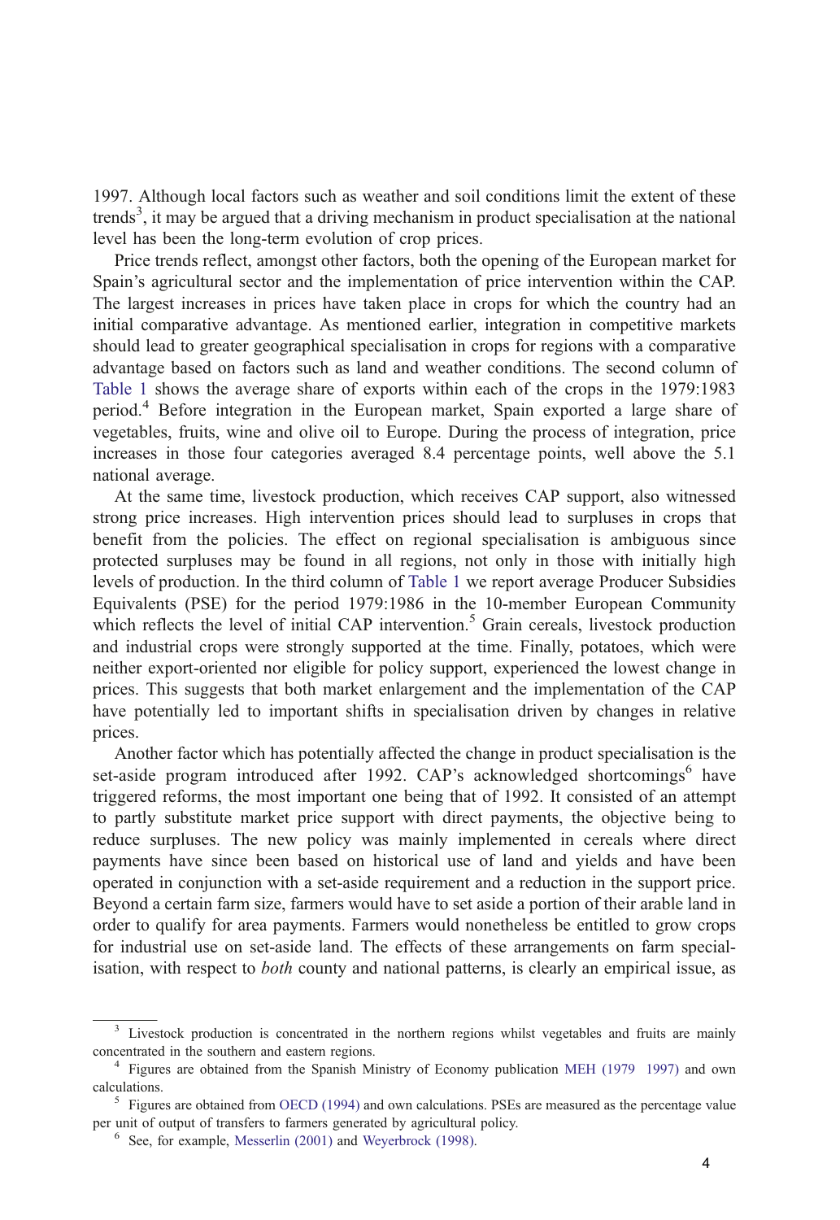1997. Although local factors such as weather and soil conditions limit the extent of these trends[3], it may be argued that a driving mechanism in product specialisation at the national level has been the long-term evolution of crop prices.

Price trends reflect, amongst other factors, both the opening of the European market for Spain's agricultural sector and the implementation of price intervention within the CAP. The largest increases in prices have taken place in crops for which the country had an initial comparative advantage. As mentioned earlier, integration in competitive markets should lead to greater geographical specialisation in crops for regions with a comparative advantage based on factors such as land and weather conditions. The second column of Table 1 shows the average share of exports within each of the crops in the 1979:1983 period.[4] Before integration in the European market, Spain exported a large share of vegetables, fruits, wine and olive oil to Europe. During the process of integration, price increases in those four categories averaged 8.4 percentage points, well above the 5.1 national average.

At the same time, livestock production, which receives CAP support, also witnessed strong price increases. High intervention prices should lead to surpluses in crops that benefit from the policies. The effect on regional specialisation is ambiguous since protected surpluses may be found in all regions, not only in those with initially high levels of production. In the third column of Table 1 we report average Producer Subsidies Equivalents (PSE) for the period 1979:1986 in the 10-member European Community which reflects the level of initial CAP intervention.[5] Grain cereals, livestock production and industrial crops were strongly supported at the time. Finally, potatoes, which were neither export-oriented nor eligible for policy support, experienced the lowest change in prices. This suggests that both market enlargement and the implementation of the CAP have potentially led to important shifts in specialisation driven by changes in relative prices.

Another factor which has potentially affected the change in product specialisation is the set-aside program introduced after 1992. CAP's acknowledged shortcomings[6] have triggered reforms, the most important one being that of 1992. It consisted of an attempt to partly substitute market price support with direct payments, the objective being to reduce surpluses. The new policy was mainly implemented in cereals where direct payments have since been based on historical use of land and yields and have been operated in conjunction with a set-aside requirement and a reduction in the support price. Beyond a certain farm size, farmers would have to set aside a portion of their arable land in order to qualify for area payments. Farmers would nonetheless be entitled to grow crops for industrial use on set-aside land. The effects of these arrangements on farm specialisation, with respect to *both* county and national patterns, is clearly an empirical issue, as

---

[3] Livestock production is concentrated in the northern regions whilst vegetables and fruits are mainly concentrated in the southern and eastern regions.

[4] Figures are obtained from the Spanish Ministry of Economy publication MEH (1979 1997) and own calculations.

[5] Figures are obtained from OECD (1994) and own calculations. PSEs are measured as the percentage value per unit of output of transfers to farmers generated by agricultural policy.

[6] See, for example, Messerlin (2001) and Weyerbrock (1998).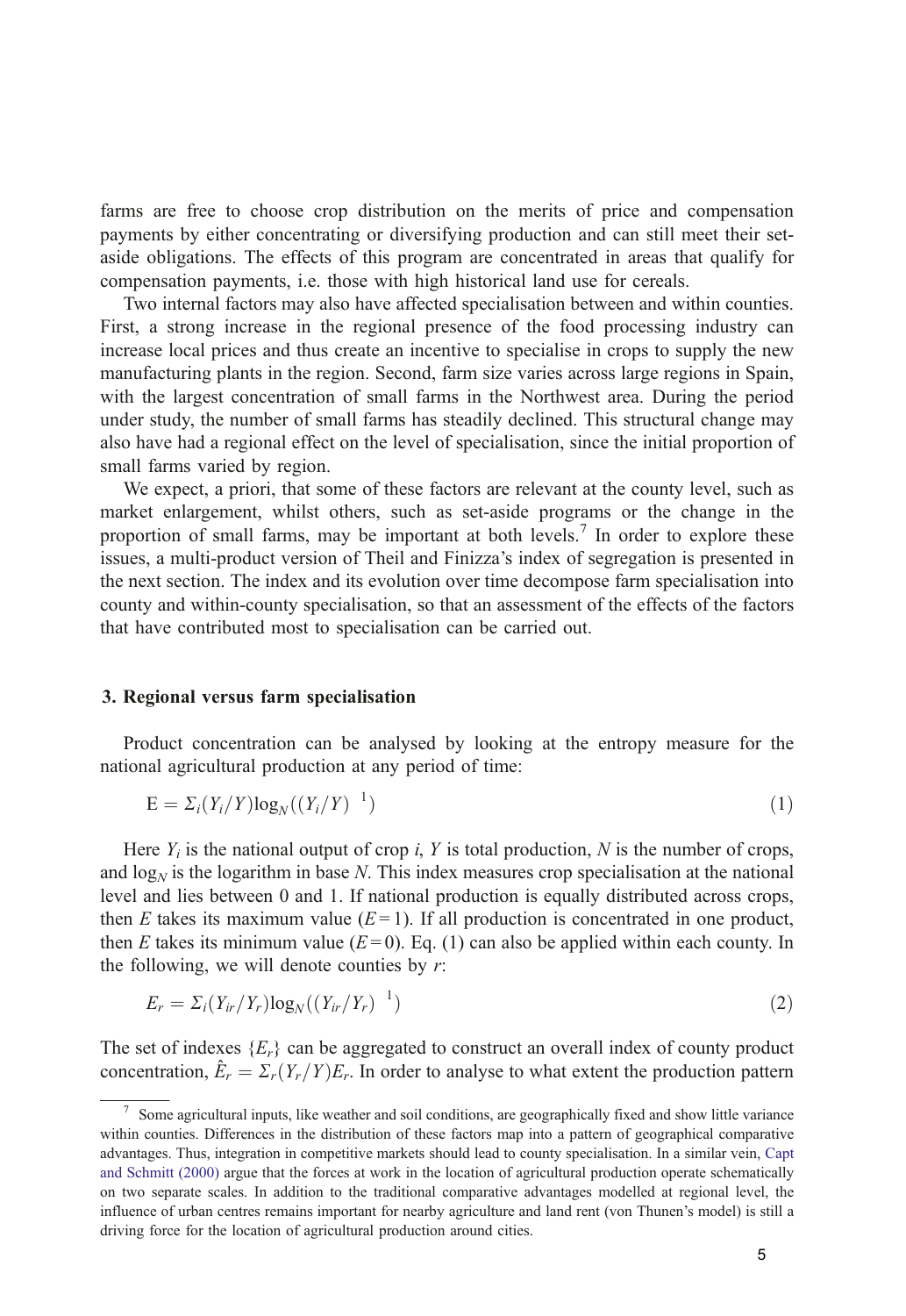farms are free to choose crop distribution on the merits of price and compensation payments by either concentrating or diversifying production and can still meet their set-aside obligations. The effects of this program are concentrated in areas that qualify for compensation payments, i.e. those with high historical land use for cereals.

Two internal factors may also have affected specialisation between and within counties. First, a strong increase in the regional presence of the food processing industry can increase local prices and thus create an incentive to specialise in crops to supply the new manufacturing plants in the region. Second, farm size varies across large regions in Spain, with the largest concentration of small farms in the Northwest area. During the period under study, the number of small farms has steadily declined. This structural change may also have had a regional effect on the level of specialisation, since the initial proportion of small farms varied by region.

We expect, a priori, that some of these factors are relevant at the county level, such as market enlargement, whilst others, such as set-aside programs or the change in the proportion of small farms, may be important at both levels.[7] In order to explore these issues, a multi-product version of Theil and Finizza's index of segregation is presented in the next section. The index and its evolution over time decompose farm specialisation into county and within-county specialisation, so that an assessment of the effects of the factors that have contributed most to specialisation can be carried out.

## 3. Regional versus farm specialisation

Product concentration can be analysed by looking at the entropy measure for the national agricultural production at any period of time:

$$\mathrm{E} = \Sigma_i (Y_i/Y) \log_N ((Y_i/Y)^{-1}) \tag{1}$$

Here $Y_i$ is the national output of crop $i$, $Y$ is total production, $N$ is the number of crops, and $\log_N$ is the logarithm in base $N$. This index measures crop specialisation at the national level and lies between 0 and 1. If national production is equally distributed across crops, then $E$ takes its maximum value ($E=1$). If all production is concentrated in one product, then $E$ takes its minimum value ($E=0$). Eq. (1) can also be applied within each county. In the following, we will denote counties by $r$:

$$E_r = \Sigma_i (Y_{ir}/Y_r) \log_N ((Y_{ir}/Y_r)^{-1}) \tag{2}$$

The set of indexes $\{E_r\}$ can be aggregated to construct an overall index of county product concentration, $\hat{E}_r = \Sigma_r (Y_r/Y) E_r$. In order to analyse to what extent the production pattern

[7] Some agricultural inputs, like weather and soil conditions, are geographically fixed and show little variance within counties. Differences in the distribution of these factors map into a pattern of geographical comparative advantages. Thus, integration in competitive markets should lead to county specialisation. In a similar vein, Capt and Schmitt (2000) argue that the forces at work in the location of agricultural production operate schematically on two separate scales. In addition to the traditional comparative advantages modelled at regional level, the influence of urban centres remains important for nearby agriculture and land rent (von Thunen's model) is still a driving force for the location of agricultural production around cities.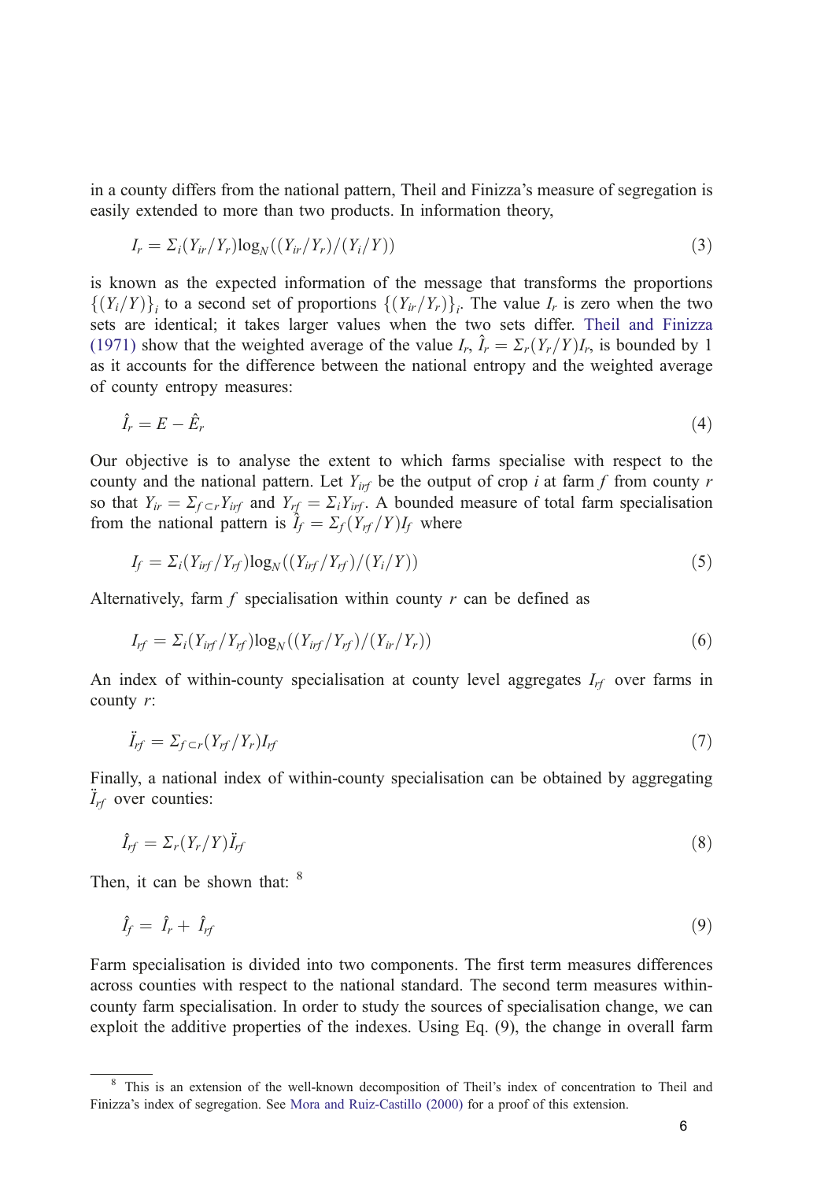in a county differs from the national pattern, Theil and Finizza's measure of segregation is easily extended to more than two products. In information theory,

$$I_r = \Sigma_i (Y_{ir}/Y_r) \log_N ((Y_{ir}/Y_r)/(Y_i/Y)) \tag{3}$$

is known as the expected information of the message that transforms the proportions $\{(Y_i/Y)\}_i$ to a second set of proportions $\{(Y_{ir}/Y_r)\}_i$. The value $I_r$ is zero when the two sets are identical; it takes larger values when the two sets differ. Theil and Finizza (1971) show that the weighted average of the value $I_r$, $\hat{I}_r = \Sigma_r (Y_r/Y) I_r$, is bounded by 1 as it accounts for the difference between the national entropy and the weighted average of county entropy measures:

$$\hat{I}_r = E - \hat{E}_r \tag{4}$$

Our objective is to analyse the extent to which farms specialise with respect to the county and the national pattern. Let $Y_{irf}$ be the output of crop $i$ at farm $f$ from county $r$ so that $Y_{ir} = \Sigma_{f \subset r} Y_{irf}$ and $Y_{rf} = \Sigma_i Y_{irf}$. A bounded measure of total farm specialisation from the national pattern is $\hat{I}_f = \Sigma_f (Y_{rf}/Y) I_f$ where

$$I_f = \Sigma_i (Y_{irf}/Y_{rf}) \log_N ((Y_{irf}/Y_{rf})/(Y_i/Y)) \tag{5}$$

Alternatively, farm $f$ specialisation within county $r$ can be defined as

$$I_{rf} = \Sigma_i (Y_{irf}/Y_{rf}) \log_N ((Y_{irf}/Y_{rf})/(Y_{ir}/Y_r)) \tag{6}$$

An index of within-county specialisation at county level aggregates $I_{rf}$ over farms in county $r$:

$$\ddot{I}_{rf} = \Sigma_{f \subset r} (Y_{rf}/Y_r) I_{rf} \tag{7}$$

Finally, a national index of within-county specialisation can be obtained by aggregating $\ddot{I}_{rf}$ over counties:

$$\hat{I}_{rf} = \Sigma_r (Y_r/Y) \ddot{I}_{rf} \tag{8}$$

Then, it can be shown that: [8]

$$\hat{I}_f = \hat{I}_r + \hat{I}_{rf} \tag{9}$$

Farm specialisation is divided into two components. The first term measures differences across counties with respect to the national standard. The second term measures within-county farm specialisation. In order to study the sources of specialisation change, we can exploit the additive properties of the indexes. Using Eq. (9), the change in overall farm

[8] This is an extension of the well-known decomposition of Theil's index of concentration to Theil and Finizza's index of segregation. See Mora and Ruiz-Castillo (2000) for a proof of this extension.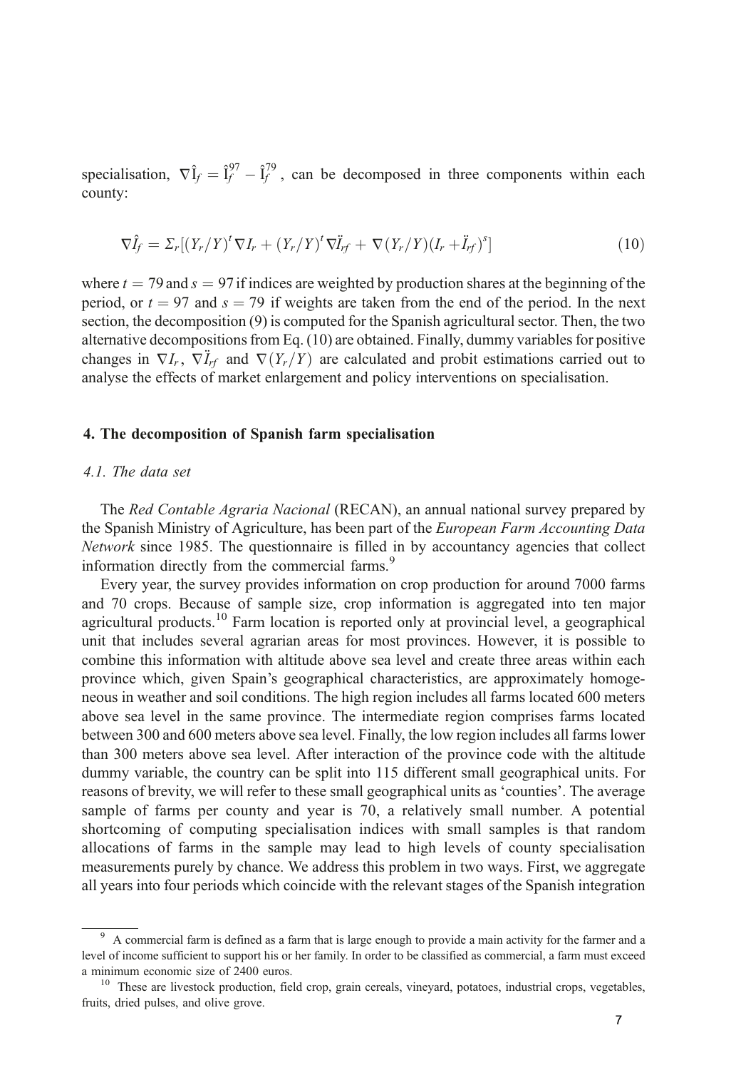specialisation, $\nabla\hat{\text{I}}_f = \hat{\text{I}}_f^{97} - \hat{\text{I}}_f^{79}$, can be decomposed in three components within each county:

$$\nabla\hat{I}_f = \Sigma_r[(Y_r/Y)^t \nabla I_r + (Y_r/Y)^t \nabla \ddot{I}_{rf} + \nabla(Y_r/Y)(I_r + \ddot{I}_{rf})^s] \tag{10}$$

where $t = 79$ and $s = 97$ if indices are weighted by production shares at the beginning of the period, or $t = 97$ and $s = 79$ if weights are taken from the end of the period. In the next section, the decomposition (9) is computed for the Spanish agricultural sector. Then, the two alternative decompositions from Eq. (10) are obtained. Finally, dummy variables for positive changes in $\nabla I_r$, $\nabla \ddot{I}_{rf}$ and $\nabla(Y_r/Y)$ are calculated and probit estimations carried out to analyse the effects of market enlargement and policy interventions on specialisation.

## 4. The decomposition of Spanish farm specialisation

### 4.1. The data set

The *Red Contable Agraria Nacional* (RECAN), an annual national survey prepared by the Spanish Ministry of Agriculture, has been part of the *European Farm Accounting Data Network* since 1985. The questionnaire is filled in by accountancy agencies that collect information directly from the commercial farms.[9]

Every year, the survey provides information on crop production for around 7000 farms and 70 crops. Because of sample size, crop information is aggregated into ten major agricultural products.[10] Farm location is reported only at provincial level, a geographical unit that includes several agrarian areas for most provinces. However, it is possible to combine this information with altitude above sea level and create three areas within each province which, given Spain's geographical characteristics, are approximately homogeneous in weather and soil conditions. The high region includes all farms located 600 meters above sea level in the same province. The intermediate region comprises farms located between 300 and 600 meters above sea level. Finally, the low region includes all farms lower than 300 meters above sea level. After interaction of the province code with the altitude dummy variable, the country can be split into 115 different small geographical units. For reasons of brevity, we will refer to these small geographical units as 'counties'. The average sample of farms per county and year is 70, a relatively small number. A potential shortcoming of computing specialisation indices with small samples is that random allocations of farms in the sample may lead to high levels of county specialisation measurements purely by chance. We address this problem in two ways. First, we aggregate all years into four periods which coincide with the relevant stages of the Spanish integration

---

[9] A commercial farm is defined as a farm that is large enough to provide a main activity for the farmer and a level of income sufficient to support his or her family. In order to be classified as commercial, a farm must exceed a minimum economic size of 2400 euros.

[10] These are livestock production, field crop, grain cereals, vineyard, potatoes, industrial crops, vegetables, fruits, dried pulses, and olive grove.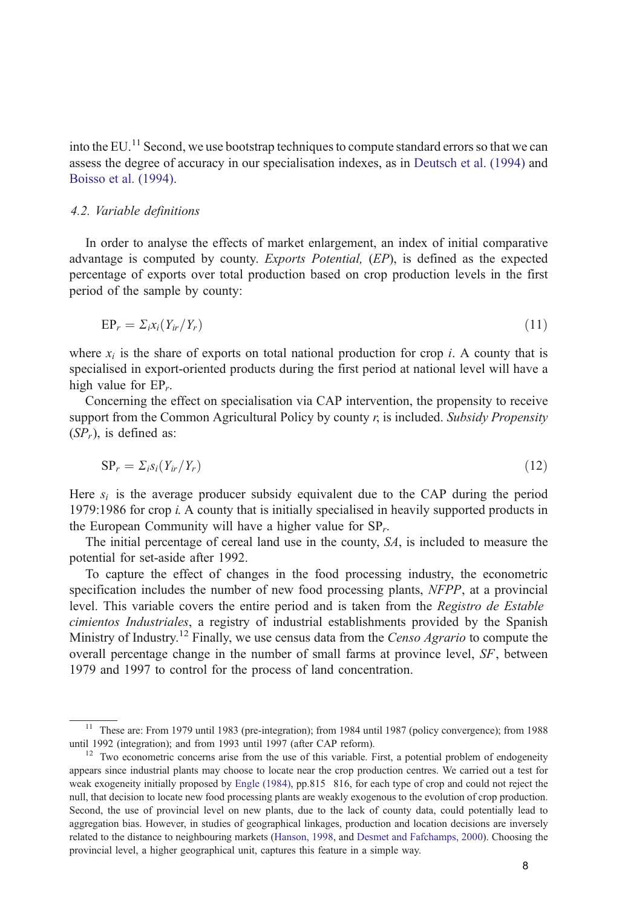into the EU.[11] Second, we use bootstrap techniques to compute standard errors so that we can assess the degree of accuracy in our specialisation indexes, as in Deutsch et al. (1994) and Boisso et al. (1994).

### 4.2. Variable definitions

In order to analyse the effects of market enlargement, an index of initial comparative advantage is computed by county. *Exports Potential,* (*EP*), is defined as the expected percentage of exports over total production based on crop production levels in the first period of the sample by county:

$$\mathrm{EP}_r = \Sigma_i x_i (Y_{ir}/Y_r) \tag{11}$$

where $x_i$ is the share of exports on total national production for crop $i$. A county that is specialised in export-oriented products during the first period at national level will have a high value for $\mathrm{EP}_r$.

Concerning the effect on specialisation via CAP intervention, the propensity to receive support from the Common Agricultural Policy by county $r$, is included. *Subsidy Propensity* ($SP_r$), is defined as:

$$\mathrm{SP}_r = \Sigma_i s_i (Y_{ir}/Y_r) \tag{12}$$

Here $s_i$ is the average producer subsidy equivalent due to the CAP during the period 1979:1986 for crop $i$. A county that is initially specialised in heavily supported products in the European Community will have a higher value for $\mathrm{SP}_r$.

The initial percentage of cereal land use in the county, *SA*, is included to measure the potential for set-aside after 1992.

To capture the effect of changes in the food processing industry, the econometric specification includes the number of new food processing plants, *NFPP*, at a provincial level. This variable covers the entire period and is taken from the *Registro de Establecimientos Industriales*, a registry of industrial establishments provided by the Spanish Ministry of Industry.[12] Finally, we use census data from the *Censo Agrario* to compute the overall percentage change in the number of small farms at province level, *SF*, between 1979 and 1997 to control for the process of land concentration.

---

[11] These are: From 1979 until 1983 (pre-integration); from 1984 until 1987 (policy convergence); from 1988 until 1992 (integration); and from 1993 until 1997 (after CAP reform).

[12] Two econometric concerns arise from the use of this variable. First, a potential problem of endogeneity appears since industrial plants may choose to locate near the crop production centres. We carried out a test for weak exogeneity initially proposed by Engle (1984), pp.815 816, for each type of crop and could not reject the null, that decision to locate new food processing plants are weakly exogenous to the evolution of crop production. Second, the use of provincial level on new plants, due to the lack of county data, could potentially lead to aggregation bias. However, in studies of geographical linkages, production and location decisions are inversely related to the distance to neighbouring markets (Hanson, 1998, and Desmet and Fafchamps, 2000). Choosing the provincial level, a higher geographical unit, captures this feature in a simple way.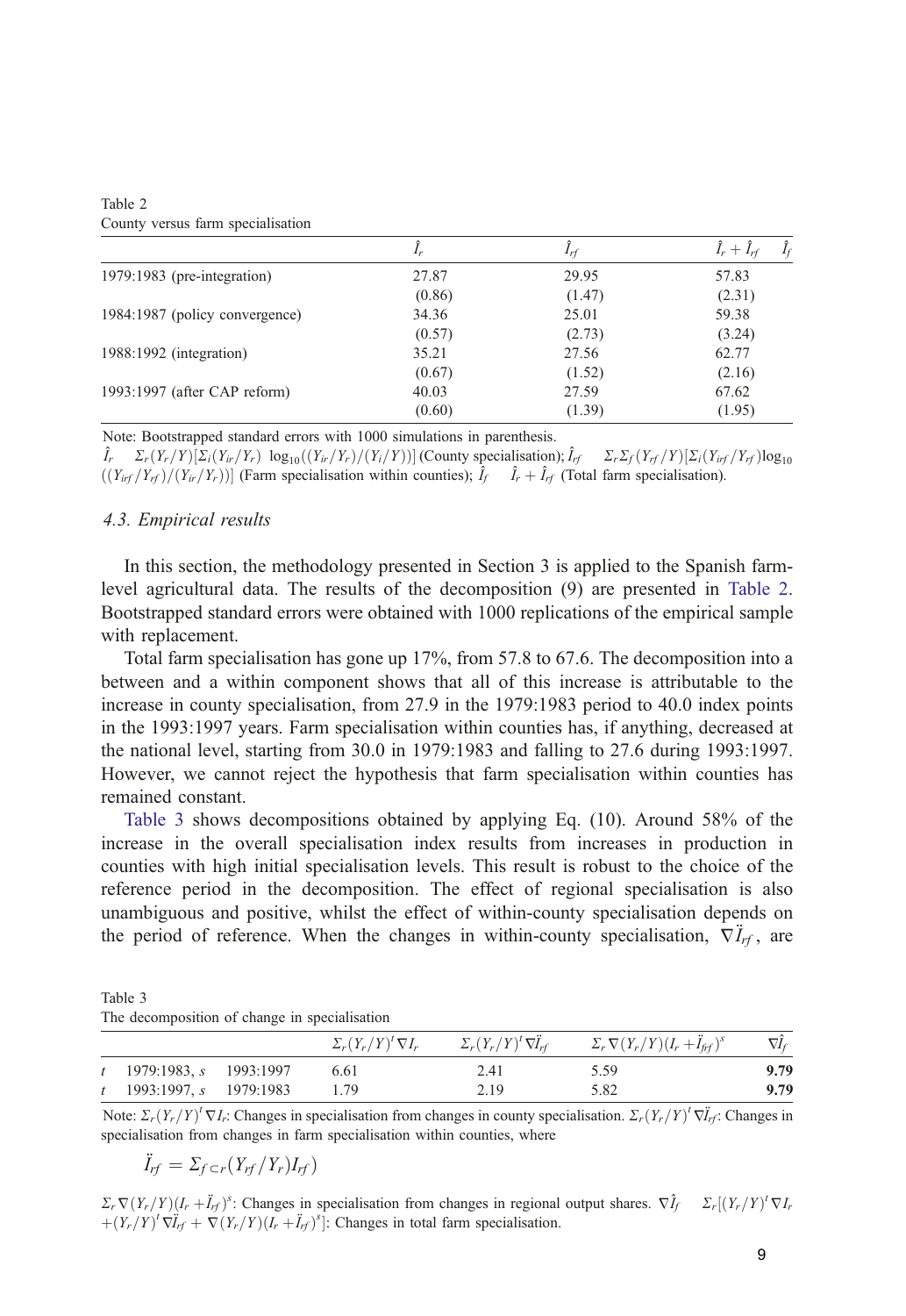Table 2
County versus farm specialisation

| | $\hat{I}_r$ | $\hat{I}_{rf}$ | $\hat{I}_r + \hat{I}_{rf}$ $\hat{I}_f$ |
|---|---|---|---|
| 1979:1983 (pre-integration) | 27.87 | 29.95 | 57.83 |
| | (0.86) | (1.47) | (2.31) |
| 1984:1987 (policy convergence) | 34.36 | 25.01 | 59.38 |
| | (0.57) | (2.73) | (3.24) |
| 1988:1992 (integration) | 35.21 | 27.56 | 62.77 |
| | (0.67) | (1.52) | (2.16) |
| 1993:1997 (after CAP reform) | 40.03 | 27.59 | 67.62 |
| | (0.60) | (1.39) | (1.95) |

Note: Bootstrapped standard errors with 1000 simulations in parenthesis.
$\hat{I}_r$ $\Sigma_r(Y_r/Y)[\Sigma_i(Y_{ir}/Y_r)\ \log_{10}((Y_{ir}/Y_r)/(Y_i/Y))]$ (County specialisation); $\hat{I}_{rf}$ $\Sigma_r\Sigma_f(Y_{rf}/Y)[\Sigma_i(Y_{irf}/Y_{rf})\log_{10}((Y_{irf}/Y_{rf})/(Y_{ir}/Y_r))]$ (Farm specialisation within counties); $\hat{I}_f$ $\hat{I}_r + \hat{I}_{rf}$ (Total farm specialisation).

### 4.3. Empirical results

In this section, the methodology presented in Section 3 is applied to the Spanish farm-level agricultural data. The results of the decomposition (9) are presented in Table 2. Bootstrapped standard errors were obtained with 1000 replications of the empirical sample with replacement.

Total farm specialisation has gone up 17%, from 57.8 to 67.6. The decomposition into a between and a within component shows that all of this increase is attributable to the increase in county specialisation, from 27.9 in the 1979:1983 period to 40.0 index points in the 1993:1997 years. Farm specialisation within counties has, if anything, decreased at the national level, starting from 30.0 in 1979:1983 and falling to 27.6 during 1993:1997. However, we cannot reject the hypothesis that farm specialisation within counties has remained constant.

Table 3 shows decompositions obtained by applying Eq. (10). Around 58% of the increase in the overall specialisation index results from increases in production in counties with high initial specialisation levels. This result is robust to the choice of the reference period in the decomposition. The effect of regional specialisation is also unambiguous and positive, whilst the effect of within-county specialisation depends on the period of reference. When the changes in within-county specialisation, $\nabla \ddot{I}_{rf}$, are

Table 3
The decomposition of change in specialisation

| | $\Sigma_r(Y_r/Y)^t\nabla I_r$ | $\Sigma_r(Y_r/Y)^t\nabla \ddot{I}_{rf}$ | $\Sigma_r\nabla(Y_r/Y)(I_r+\ddot{I}_{frf})^s$ | $\nabla\hat{I}_f$ |
|---|---|---|---|---|
| $t$ 1979:1983, $s$ 1993:1997 | 6.61 | 2.41 | 5.59 | **9.79** |
| $t$ 1993:1997, $s$ 1979:1983 | 1.79 | 2.19 | 5.82 | **9.79** |

Note: $\Sigma_r(Y_r/Y)^t\nabla I_r$: Changes in specialisation from changes in county specialisation. $\Sigma_r(Y_r/Y)^t\nabla \ddot{I}_{rf}$: Changes in specialisation from changes in farm specialisation within counties, where

$$\ddot{I}_{rf} = \Sigma_{f\subset r}(Y_{rf}/Y_r)I_{rf})$$

$\Sigma_r\nabla(Y_r/Y)(I_r+\ddot{I}_{rf})^s$: Changes in specialisation from changes in regional output shares. $\nabla\hat{I}_f$ $\Sigma_r[(Y_r/Y)^t\nabla I_r + (Y_r/Y)^t\nabla\ddot{I}_{rf} + \nabla(Y_r/Y)(I_r+\ddot{I}_{rf})^s]$: Changes in total farm specialisation.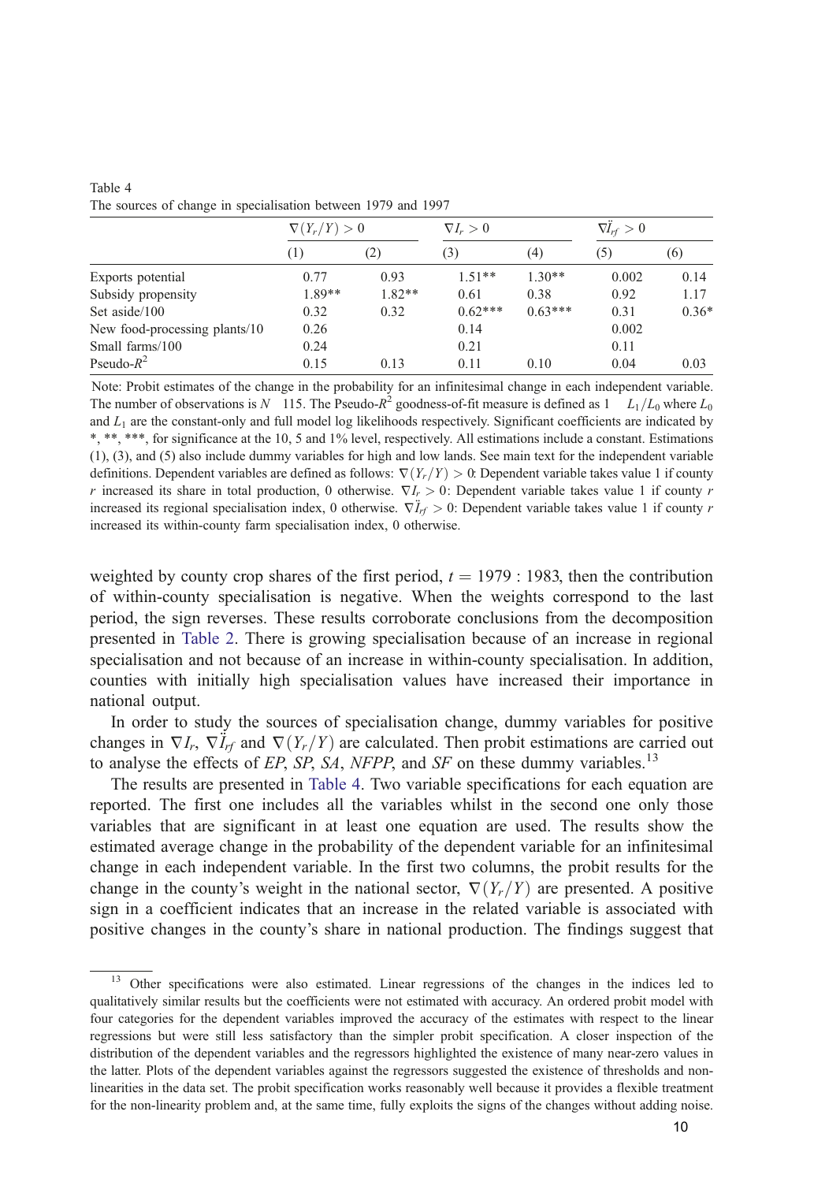Table 4

The sources of change in specialisation between 1979 and 1997

| | $\nabla(Y_r/Y) > 0$ | | $\nabla I_r > 0$ | | $\nabla \ddot{I}_{rf} > 0$ | |
|---|---|---|---|---|---|---|
| | (1) | (2) | (3) | (4) | (5) | (6) |
| Exports potential | 0.77 | 0.93 | 1.51** | 1.30** | 0.002 | 0.14 |
| Subsidy propensity | 1.89** | 1.82** | 0.61 | 0.38 | 0.92 | 1.17 |
| Set aside/100 | 0.32 | 0.32 | 0.62*** | 0.63*** | 0.31 | 0.36* |
| New food-processing plants/10 | 0.26 | | 0.14 | | 0.002 | |
| Small farms/100 | 0.24 | | 0.21 | | 0.11 | |
| Pseudo-$R^2$ | 0.15 | 0.13 | 0.11 | 0.10 | 0.04 | 0.03 |

Note: Probit estimates of the change in the probability for an infinitesimal change in each independent variable. The number of observations is $N$ 115. The Pseudo-$R^2$ goodness-of-fit measure is defined as 1 $L_1/L_0$ where $L_0$ and $L_1$ are the constant-only and full model log likelihoods respectively. Significant coefficients are indicated by *, **, ***, for significance at the 10, 5 and 1% level, respectively. All estimations include a constant. Estimations (1), (3), and (5) also include dummy variables for high and low lands. See main text for the independent variable definitions. Dependent variables are defined as follows: $\nabla(Y_r/Y) > 0$: Dependent variable takes value 1 if county $r$ increased its share in total production, 0 otherwise. $\nabla I_r > 0$: Dependent variable takes value 1 if county $r$ increased its regional specialisation index, 0 otherwise. $\nabla \ddot{I}_{rf} > 0$: Dependent variable takes value 1 if county $r$ increased its within-county farm specialisation index, 0 otherwise.

weighted by county crop shares of the first period, $t = 1979:1983$, then the contribution of within-county specialisation is negative. When the weights correspond to the last period, the sign reverses. These results corroborate conclusions from the decomposition presented in Table 2. There is growing specialisation because of an increase in regional specialisation and not because of an increase in within-county specialisation. In addition, counties with initially high specialisation values have increased their importance in national output.

In order to study the sources of specialisation change, dummy variables for positive changes in $\nabla I_r$, $\nabla \ddot{I}_{rf}$ and $\nabla(Y_r/Y)$ are calculated. Then probit estimations are carried out to analyse the effects of *EP*, *SP*, *SA*, *NFPP*, and *SF* on these dummy variables.[13]

The results are presented in Table 4. Two variable specifications for each equation are reported. The first one includes all the variables whilst in the second one only those variables that are significant in at least one equation are used. The results show the estimated average change in the probability of the dependent variable for an infinitesimal change in each independent variable. In the first two columns, the probit results for the change in the county's weight in the national sector, $\nabla(Y_r/Y)$ are presented. A positive sign in a coefficient indicates that an increase in the related variable is associated with positive changes in the county's share in national production. The findings suggest that

[13] Other specifications were also estimated. Linear regressions of the changes in the indices led to qualitatively similar results but the coefficients were not estimated with accuracy. An ordered probit model with four categories for the dependent variables improved the accuracy of the estimates with respect to the linear regressions but were still less satisfactory than the simpler probit specification. A closer inspection of the distribution of the dependent variables and the regressors highlighted the existence of many near-zero values in the latter. Plots of the dependent variables against the regressors suggested the existence of thresholds and non-linearities in the data set. The probit specification works reasonably well because it provides a flexible treatment for the non-linearity problem and, at the same time, fully exploits the signs of the changes without adding noise.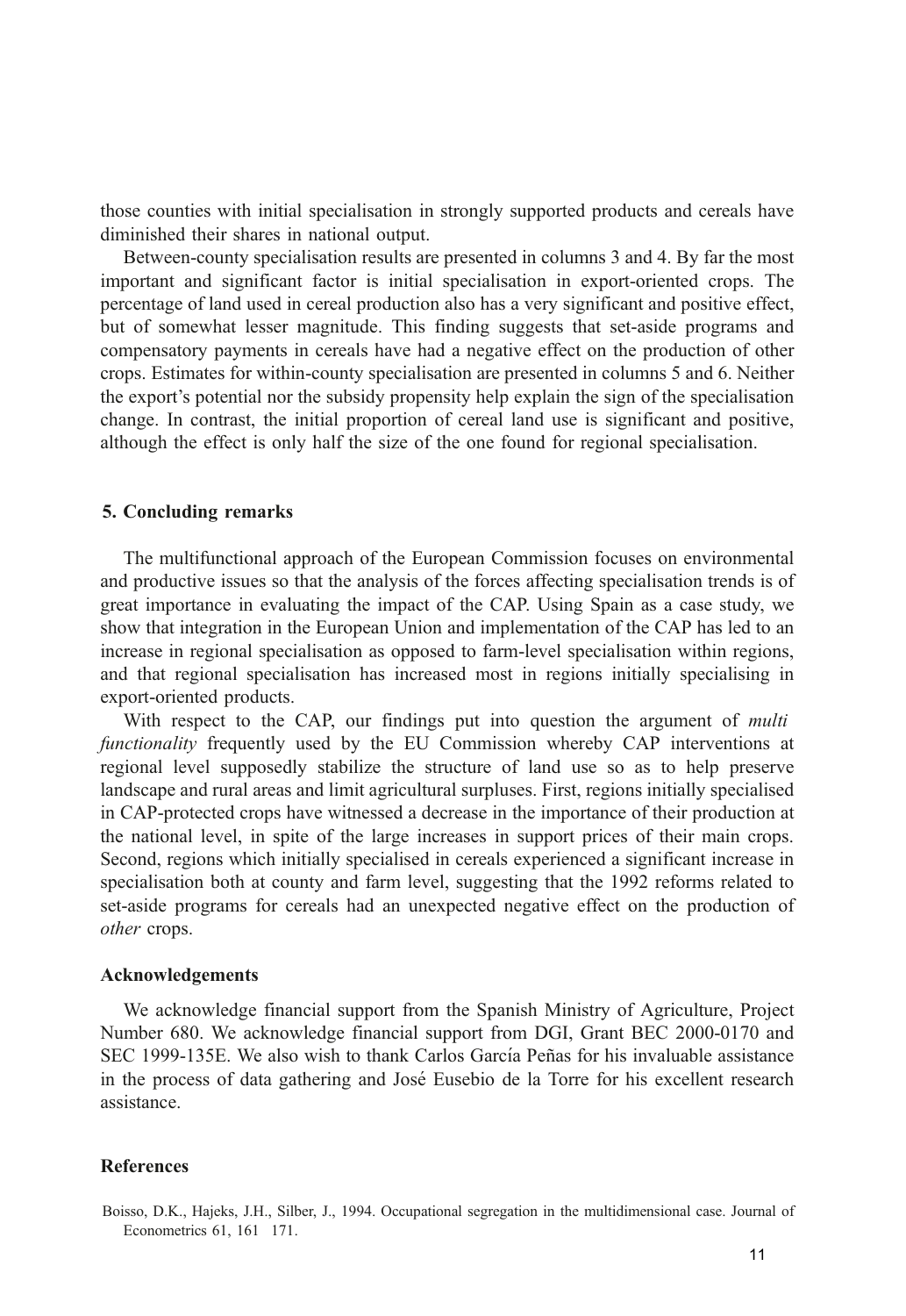those counties with initial specialisation in strongly supported products and cereals have diminished their shares in national output.

Between-county specialisation results are presented in columns 3 and 4. By far the most important and significant factor is initial specialisation in export-oriented crops. The percentage of land used in cereal production also has a very significant and positive effect, but of somewhat lesser magnitude. This finding suggests that set-aside programs and compensatory payments in cereals have had a negative effect on the production of other crops. Estimates for within-county specialisation are presented in columns 5 and 6. Neither the export's potential nor the subsidy propensity help explain the sign of the specialisation change. In contrast, the initial proportion of cereal land use is significant and positive, although the effect is only half the size of the one found for regional specialisation.

## 5. Concluding remarks

The multifunctional approach of the European Commission focuses on environmental and productive issues so that the analysis of the forces affecting specialisation trends is of great importance in evaluating the impact of the CAP. Using Spain as a case study, we show that integration in the European Union and implementation of the CAP has led to an increase in regional specialisation as opposed to farm-level specialisation within regions, and that regional specialisation has increased most in regions initially specialising in export-oriented products.

With respect to the CAP, our findings put into question the argument of *multi functionality* frequently used by the EU Commission whereby CAP interventions at regional level supposedly stabilize the structure of land use so as to help preserve landscape and rural areas and limit agricultural surpluses. First, regions initially specialised in CAP-protected crops have witnessed a decrease in the importance of their production at the national level, in spite of the large increases in support prices of their main crops. Second, regions which initially specialised in cereals experienced a significant increase in specialisation both at county and farm level, suggesting that the 1992 reforms related to set-aside programs for cereals had an unexpected negative effect on the production of *other* crops.

### Acknowledgements

We acknowledge financial support from the Spanish Ministry of Agriculture, Project Number 680. We acknowledge financial support from DGI, Grant BEC 2000-0170 and SEC 1999-135E. We also wish to thank Carlos García Peñas for his invaluable assistance in the process of data gathering and José Eusebio de la Torre for his excellent research assistance.

### References

Boisso, D.K., Hajeks, J.H., Silber, J., 1994. Occupational segregation in the multidimensional case. Journal of Econometrics 61, 161 171.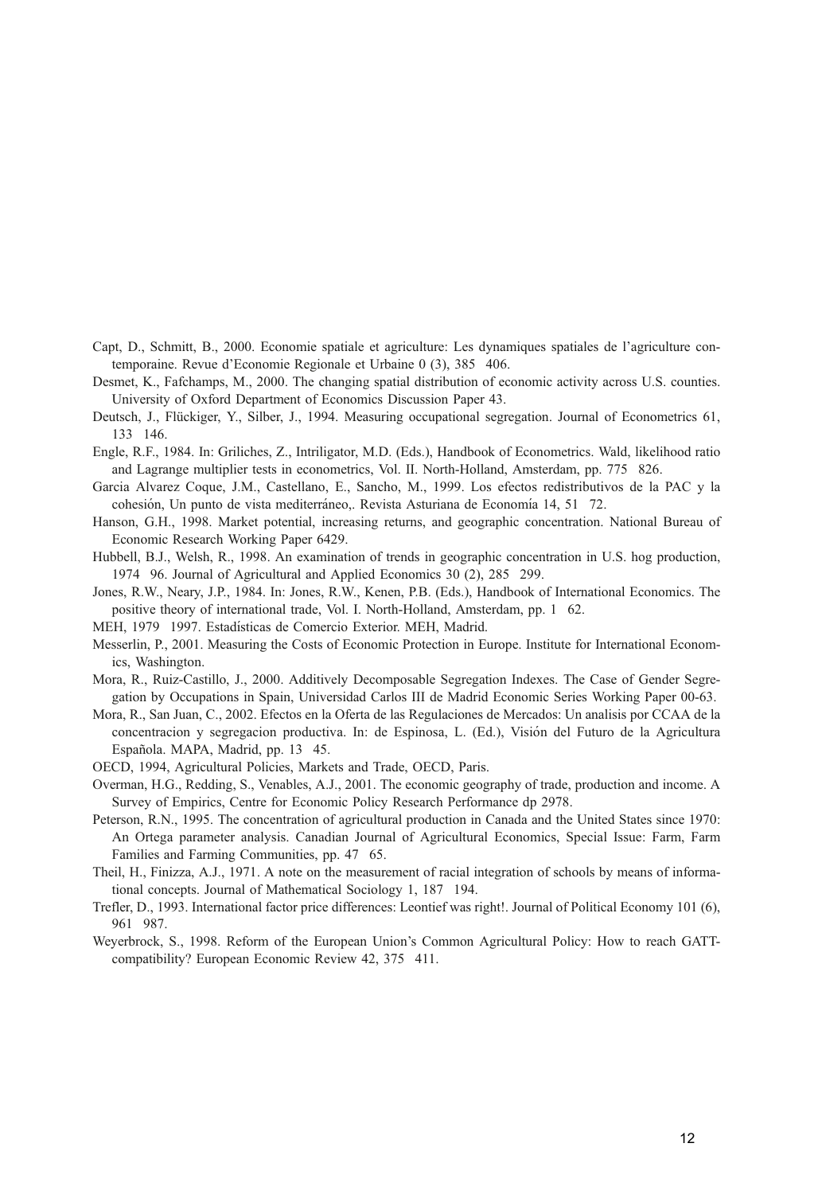Capt, D., Schmitt, B., 2000. Economie spatiale et agriculture: Les dynamiques spatiales de l'agriculture contemporaine. Revue d'Economie Regionale et Urbaine 0 (3), 385 406.

Desmet, K., Fafchamps, M., 2000. The changing spatial distribution of economic activity across U.S. counties. University of Oxford Department of Economics Discussion Paper 43.

Deutsch, J., Flückiger, Y., Silber, J., 1994. Measuring occupational segregation. Journal of Econometrics 61, 133 146.

Engle, R.F., 1984. In: Griliches, Z., Intriligator, M.D. (Eds.), Handbook of Econometrics. Wald, likelihood ratio and Lagrange multiplier tests in econometrics, Vol. II. North-Holland, Amsterdam, pp. 775 826.

Garcia Alvarez Coque, J.M., Castellano, E., Sancho, M., 1999. Los efectos redistributivos de la PAC y la cohesión, Un punto de vista mediterráneo,. Revista Asturiana de Economía 14, 51 72.

Hanson, G.H., 1998. Market potential, increasing returns, and geographic concentration. National Bureau of Economic Research Working Paper 6429.

Hubbell, B.J., Welsh, R., 1998. An examination of trends in geographic concentration in U.S. hog production, 1974 96. Journal of Agricultural and Applied Economics 30 (2), 285 299.

Jones, R.W., Neary, J.P., 1984. In: Jones, R.W., Kenen, P.B. (Eds.), Handbook of International Economics. The positive theory of international trade, Vol. I. North-Holland, Amsterdam, pp. 1 62.

MEH, 1979 1997. Estadísticas de Comercio Exterior. MEH, Madrid.

Messerlin, P., 2001. Measuring the Costs of Economic Protection in Europe. Institute for International Economics, Washington.

Mora, R., Ruiz-Castillo, J., 2000. Additively Decomposable Segregation Indexes. The Case of Gender Segregation by Occupations in Spain, Universidad Carlos III de Madrid Economic Series Working Paper 00-63.

Mora, R., San Juan, C., 2002. Efectos en la Oferta de las Regulaciones de Mercados: Un analisis por CCAA de la concentracion y segregacion productiva. In: de Espinosa, L. (Ed.), Visión del Futuro de la Agricultura Española. MAPA, Madrid, pp. 13 45.

OECD, 1994, Agricultural Policies, Markets and Trade, OECD, Paris.

Overman, H.G., Redding, S., Venables, A.J., 2001. The economic geography of trade, production and income. A Survey of Empirics, Centre for Economic Policy Research Performance dp 2978.

Peterson, R.N., 1995. The concentration of agricultural production in Canada and the United States since 1970: An Ortega parameter analysis. Canadian Journal of Agricultural Economics, Special Issue: Farm, Farm Families and Farming Communities, pp. 47 65.

Theil, H., Finizza, A.J., 1971. A note on the measurement of racial integration of schools by means of informational concepts. Journal of Mathematical Sociology 1, 187 194.

Trefler, D., 1993. International factor price differences: Leontief was right!. Journal of Political Economy 101 (6), 961 987.

Weyerbrock, S., 1998. Reform of the European Union's Common Agricultural Policy: How to reach GATT-compatibility? European Economic Review 42, 375 411.